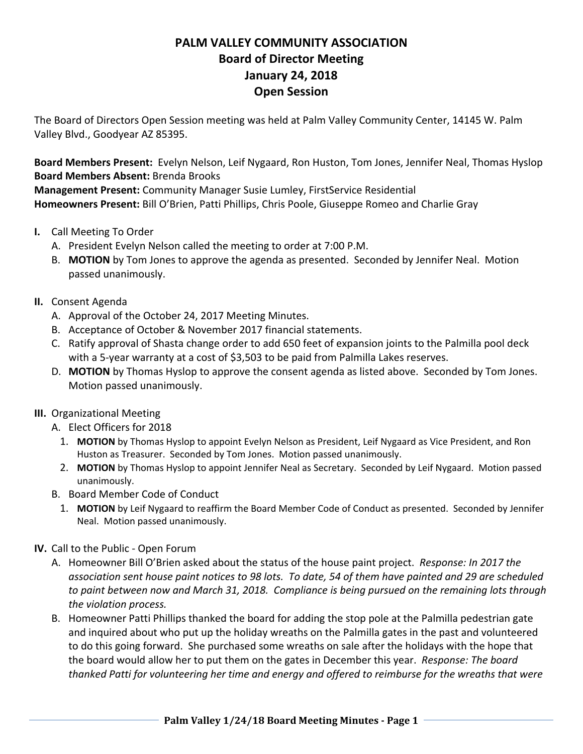# PALM VALLEY COMMUNITY ASSOCIATION
## Board of Director Meeting
## January 24, 2018
## Open Session

The Board of Directors Open Session meeting was held at Palm Valley Community Center, 14145 W. Palm Valley Blvd., Goodyear AZ 85395.

**Board Members Present:** Evelyn Nelson, Leif Nygaard, Ron Huston, Tom Jones, Jennifer Neal, Thomas Hyslop
**Board Members Absent:** Brenda Brooks
**Management Present:** Community Manager Susie Lumley, FirstService Residential
**Homeowners Present:** Bill O'Brien, Patti Phillips, Chris Poole, Giuseppe Romeo and Charlie Gray

**I.** Call Meeting To Order
  A. President Evelyn Nelson called the meeting to order at 7:00 P.M.
  B. **MOTION** by Tom Jones to approve the agenda as presented. Seconded by Jennifer Neal. Motion passed unanimously.

**II.** Consent Agenda
  A. Approval of the October 24, 2017 Meeting Minutes.
  B. Acceptance of October & November 2017 financial statements.
  C. Ratify approval of Shasta change order to add 650 feet of expansion joints to the Palmilla pool deck with a 5-year warranty at a cost of $3,503 to be paid from Palmilla Lakes reserves.
  D. **MOTION** by Thomas Hyslop to approve the consent agenda as listed above. Seconded by Tom Jones. Motion passed unanimously.

**III.** Organizational Meeting
  A. Elect Officers for 2018
    1. **MOTION** by Thomas Hyslop to appoint Evelyn Nelson as President, Leif Nygaard as Vice President, and Ron Huston as Treasurer. Seconded by Tom Jones. Motion passed unanimously.
    2. **MOTION** by Thomas Hyslop to appoint Jennifer Neal as Secretary. Seconded by Leif Nygaard. Motion passed unanimously.
  B. Board Member Code of Conduct
    1. **MOTION** by Leif Nygaard to reaffirm the Board Member Code of Conduct as presented. Seconded by Jennifer Neal. Motion passed unanimously.

**IV.** Call to the Public - Open Forum
  A. Homeowner Bill O'Brien asked about the status of the house paint project. *Response: In 2017 the association sent house paint notices to 98 lots. To date, 54 of them have painted and 29 are scheduled to paint between now and March 31, 2018. Compliance is being pursued on the remaining lots through the violation process.*
  B. Homeowner Patti Phillips thanked the board for adding the stop pole at the Palmilla pedestrian gate and inquired about who put up the holiday wreaths on the Palmilla gates in the past and volunteered to do this going forward. She purchased some wreaths on sale after the holidays with the hope that the board would allow her to put them on the gates in December this year. *Response: The board thanked Patti for volunteering her time and energy and offered to reimburse for the wreaths that were*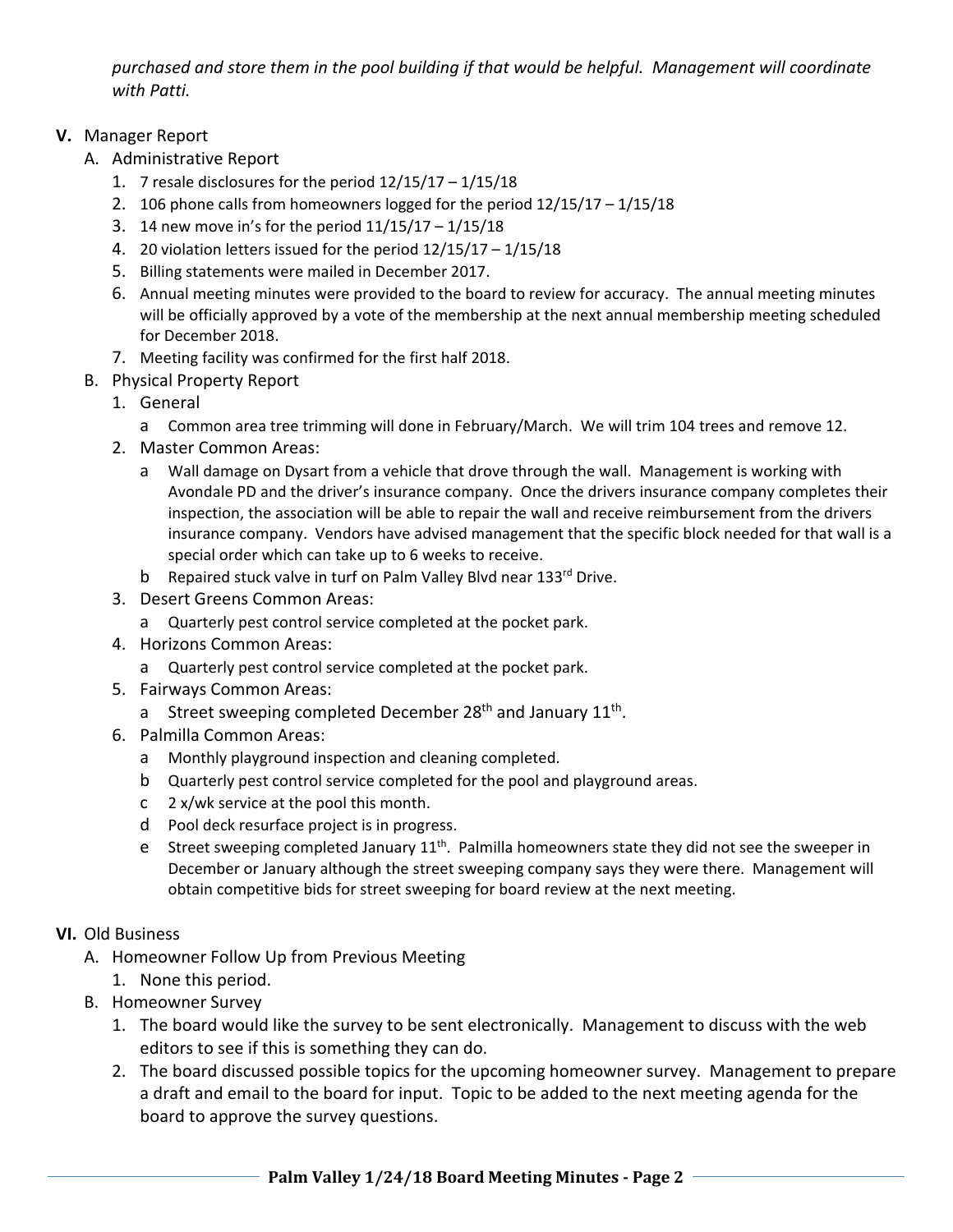*purchased and store them in the pool building if that would be helpful. Management will coordinate with Patti.*

**V.** Manager Report

A. Administrative Report

1. 7 resale disclosures for the period 12/15/17 – 1/15/18
2. 106 phone calls from homeowners logged for the period 12/15/17 – 1/15/18
3. 14 new move in's for the period 11/15/17 – 1/15/18
4. 20 violation letters issued for the period 12/15/17 – 1/15/18
5. Billing statements were mailed in December 2017.
6. Annual meeting minutes were provided to the board to review for accuracy. The annual meeting minutes will be officially approved by a vote of the membership at the next annual membership meeting scheduled for December 2018.
7. Meeting facility was confirmed for the first half 2018.

B. Physical Property Report

1. General
   a. Common area tree trimming will done in February/March. We will trim 104 trees and remove 12.
2. Master Common Areas:
   a. Wall damage on Dysart from a vehicle that drove through the wall. Management is working with Avondale PD and the driver's insurance company. Once the drivers insurance company completes their inspection, the association will be able to repair the wall and receive reimbursement from the drivers insurance company. Vendors have advised management that the specific block needed for that wall is a special order which can take up to 6 weeks to receive.
   b. Repaired stuck valve in turf on Palm Valley Blvd near 133rd Drive.
3. Desert Greens Common Areas:
   a. Quarterly pest control service completed at the pocket park.
4. Horizons Common Areas:
   a. Quarterly pest control service completed at the pocket park.
5. Fairways Common Areas:
   a. Street sweeping completed December 28th and January 11th.
6. Palmilla Common Areas:
   a. Monthly playground inspection and cleaning completed.
   b. Quarterly pest control service completed for the pool and playground areas.
   c. 2 x/wk service at the pool this month.
   d. Pool deck resurface project is in progress.
   e. Street sweeping completed January 11th. Palmilla homeowners state they did not see the sweeper in December or January although the street sweeping company says they were there. Management will obtain competitive bids for street sweeping for board review at the next meeting.

**VI.** Old Business

A. Homeowner Follow Up from Previous Meeting

1. None this period.

B. Homeowner Survey

1. The board would like the survey to be sent electronically. Management to discuss with the web editors to see if this is something they can do.
2. The board discussed possible topics for the upcoming homeowner survey. Management to prepare a draft and email to the board for input. Topic to be added to the next meeting agenda for the board to approve the survey questions.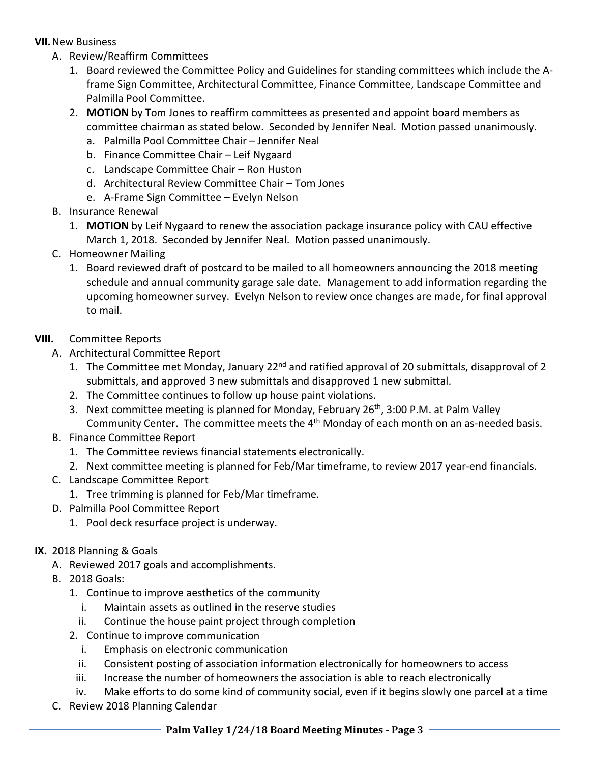**VII.** New Business

A. Review/Reaffirm Committees

1. Board reviewed the Committee Policy and Guidelines for standing committees which include the A-frame Sign Committee, Architectural Committee, Finance Committee, Landscape Committee and Palmilla Pool Committee.
2. **MOTION** by Tom Jones to reaffirm committees as presented and appoint board members as committee chairman as stated below. Seconded by Jennifer Neal. Motion passed unanimously.
   a. Palmilla Pool Committee Chair – Jennifer Neal
   b. Finance Committee Chair – Leif Nygaard
   c. Landscape Committee Chair – Ron Huston
   d. Architectural Review Committee Chair – Tom Jones
   e. A-Frame Sign Committee – Evelyn Nelson

B. Insurance Renewal

1. **MOTION** by Leif Nygaard to renew the association package insurance policy with CAU effective March 1, 2018. Seconded by Jennifer Neal. Motion passed unanimously.

C. Homeowner Mailing

1. Board reviewed draft of postcard to be mailed to all homeowners announcing the 2018 meeting schedule and annual community garage sale date. Management to add information regarding the upcoming homeowner survey. Evelyn Nelson to review once changes are made, for final approval to mail.

**VIII.** Committee Reports

A. Architectural Committee Report

1. The Committee met Monday, January 22nd and ratified approval of 20 submittals, disapproval of 2 submittals, and approved 3 new submittals and disapproved 1 new submittal.
2. The Committee continues to follow up house paint violations.
3. Next committee meeting is planned for Monday, February 26th, 3:00 P.M. at Palm Valley Community Center. The committee meets the 4th Monday of each month on an as-needed basis.

B. Finance Committee Report

1. The Committee reviews financial statements electronically.
2. Next committee meeting is planned for Feb/Mar timeframe, to review 2017 year-end financials.

C. Landscape Committee Report

1. Tree trimming is planned for Feb/Mar timeframe.

D. Palmilla Pool Committee Report

1. Pool deck resurface project is underway.

**IX.** 2018 Planning & Goals

A. Reviewed 2017 goals and accomplishments.

B. 2018 Goals:

1. Continue to improve aesthetics of the community
   i. Maintain assets as outlined in the reserve studies
   ii. Continue the house paint project through completion
2. Continue to improve communication
   i. Emphasis on electronic communication
   ii. Consistent posting of association information electronically for homeowners to access
   iii. Increase the number of homeowners the association is able to reach electronically
   iv. Make efforts to do some kind of community social, even if it begins slowly one parcel at a time

C. Review 2018 Planning Calendar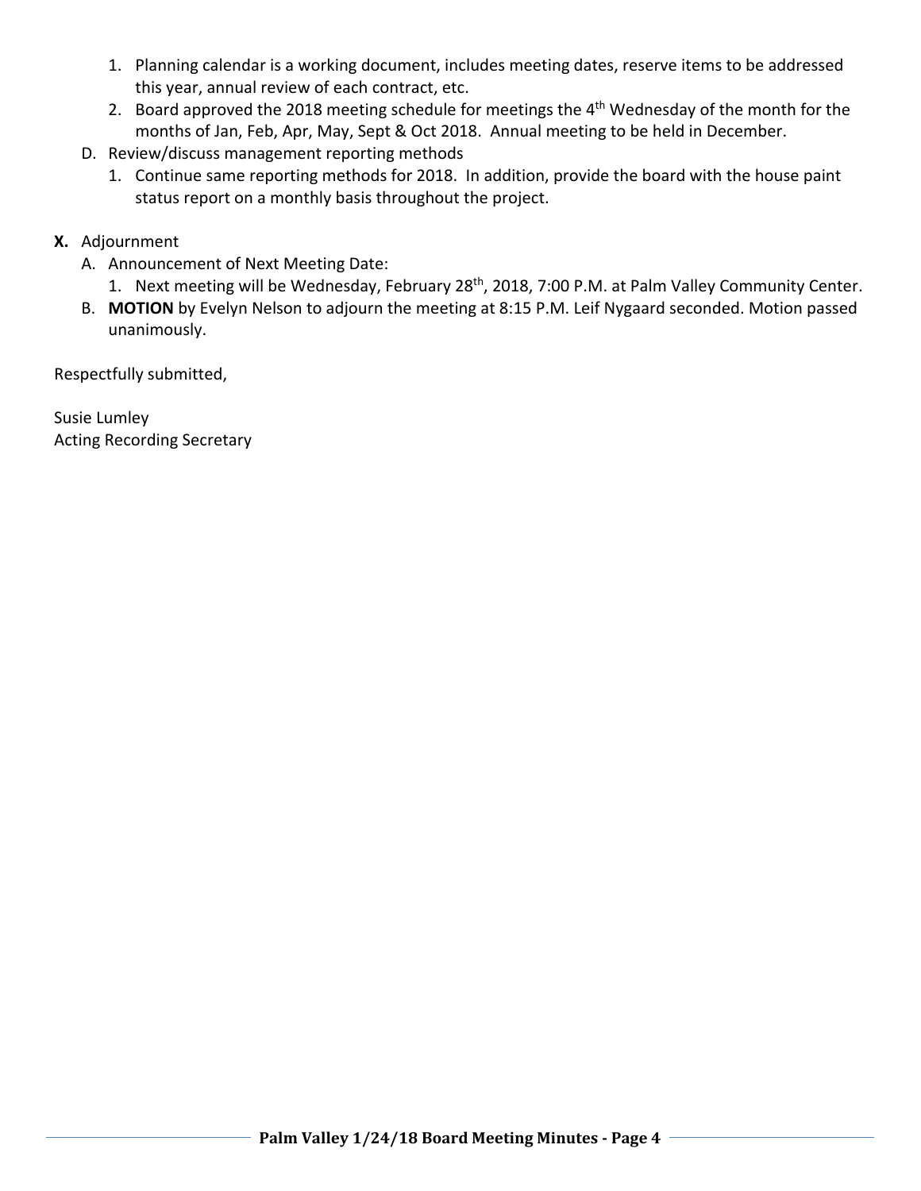1. Planning calendar is a working document, includes meeting dates, reserve items to be addressed this year, annual review of each contract, etc.
2. Board approved the 2018 meeting schedule for meetings the 4th Wednesday of the month for the months of Jan, Feb, Apr, May, Sept & Oct 2018. Annual meeting to be held in December.

D. Review/discuss management reporting methods

1. Continue same reporting methods for 2018. In addition, provide the board with the house paint status report on a monthly basis throughout the project.

**X.** Adjournment

A. Announcement of Next Meeting Date:

1. Next meeting will be Wednesday, February 28th, 2018, 7:00 P.M. at Palm Valley Community Center.

B. **MOTION** by Evelyn Nelson to adjourn the meeting at 8:15 P.M. Leif Nygaard seconded. Motion passed unanimously.

Respectfully submitted,

Susie Lumley
Acting Recording Secretary